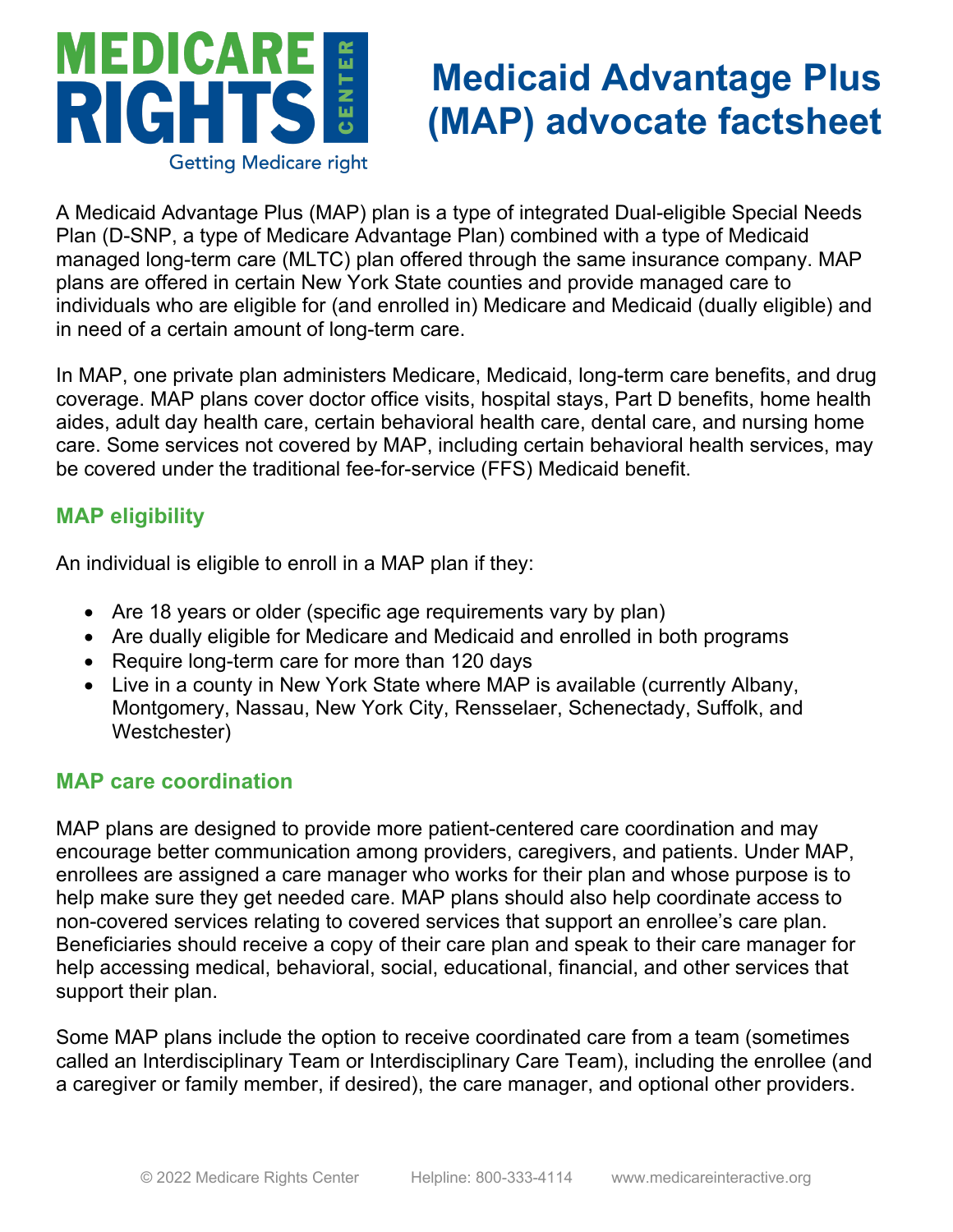MEDICARE RIGHTS CENTER
Getting Medicare right

# Medicaid Advantage Plus (MAP) advocate factsheet

A Medicaid Advantage Plus (MAP) plan is a type of integrated Dual-eligible Special Needs Plan (D-SNP, a type of Medicare Advantage Plan) combined with a type of Medicaid managed long-term care (MLTC) plan offered through the same insurance company. MAP plans are offered in certain New York State counties and provide managed care to individuals who are eligible for (and enrolled in) Medicare and Medicaid (dually eligible) and in need of a certain amount of long-term care.

In MAP, one private plan administers Medicare, Medicaid, long-term care benefits, and drug coverage. MAP plans cover doctor office visits, hospital stays, Part D benefits, home health aides, adult day health care, certain behavioral health care, dental care, and nursing home care. Some services not covered by MAP, including certain behavioral health services, may be covered under the traditional fee-for-service (FFS) Medicaid benefit.

## MAP eligibility

An individual is eligible to enroll in a MAP plan if they:

- Are 18 years or older (specific age requirements vary by plan)
- Are dually eligible for Medicare and Medicaid and enrolled in both programs
- Require long-term care for more than 120 days
- Live in a county in New York State where MAP is available (currently Albany, Montgomery, Nassau, New York City, Rensselaer, Schenectady, Suffolk, and Westchester)

## MAP care coordination

MAP plans are designed to provide more patient-centered care coordination and may encourage better communication among providers, caregivers, and patients. Under MAP, enrollees are assigned a care manager who works for their plan and whose purpose is to help make sure they get needed care. MAP plans should also help coordinate access to non-covered services relating to covered services that support an enrollee's care plan. Beneficiaries should receive a copy of their care plan and speak to their care manager for help accessing medical, behavioral, social, educational, financial, and other services that support their plan.

Some MAP plans include the option to receive coordinated care from a team (sometimes called an Interdisciplinary Team or Interdisciplinary Care Team), including the enrollee (and a caregiver or family member, if desired), the care manager, and optional other providers.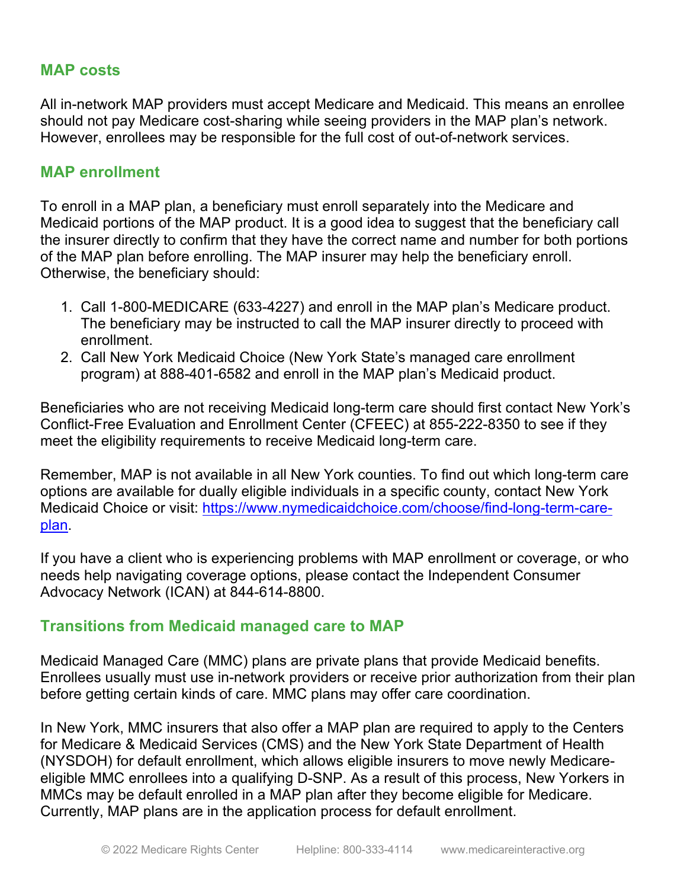## MAP costs

All in-network MAP providers must accept Medicare and Medicaid. This means an enrollee should not pay Medicare cost-sharing while seeing providers in the MAP plan's network. However, enrollees may be responsible for the full cost of out-of-network services.

## MAP enrollment

To enroll in a MAP plan, a beneficiary must enroll separately into the Medicare and Medicaid portions of the MAP product. It is a good idea to suggest that the beneficiary call the insurer directly to confirm that they have the correct name and number for both portions of the MAP plan before enrolling. The MAP insurer may help the beneficiary enroll. Otherwise, the beneficiary should:

1. Call 1-800-MEDICARE (633-4227) and enroll in the MAP plan's Medicare product. The beneficiary may be instructed to call the MAP insurer directly to proceed with enrollment.
2. Call New York Medicaid Choice (New York State's managed care enrollment program) at 888-401-6582 and enroll in the MAP plan's Medicaid product.

Beneficiaries who are not receiving Medicaid long-term care should first contact New York's Conflict-Free Evaluation and Enrollment Center (CFEEC) at 855-222-8350 to see if they meet the eligibility requirements to receive Medicaid long-term care.

Remember, MAP is not available in all New York counties. To find out which long-term care options are available for dually eligible individuals in a specific county, contact New York Medicaid Choice or visit: [https://www.nymedicaidchoice.com/choose/find-long-term-care-plan](https://www.nymedicaidchoice.com/choose/find-long-term-care-plan).

If you have a client who is experiencing problems with MAP enrollment or coverage, or who needs help navigating coverage options, please contact the Independent Consumer Advocacy Network (ICAN) at 844-614-8800.

## Transitions from Medicaid managed care to MAP

Medicaid Managed Care (MMC) plans are private plans that provide Medicaid benefits. Enrollees usually must use in-network providers or receive prior authorization from their plan before getting certain kinds of care. MMC plans may offer care coordination.

In New York, MMC insurers that also offer a MAP plan are required to apply to the Centers for Medicare & Medicaid Services (CMS) and the New York State Department of Health (NYSDOH) for default enrollment, which allows eligible insurers to move newly Medicare-eligible MMC enrollees into a qualifying D-SNP. As a result of this process, New Yorkers in MMCs may be default enrolled in a MAP plan after they become eligible for Medicare. Currently, MAP plans are in the application process for default enrollment.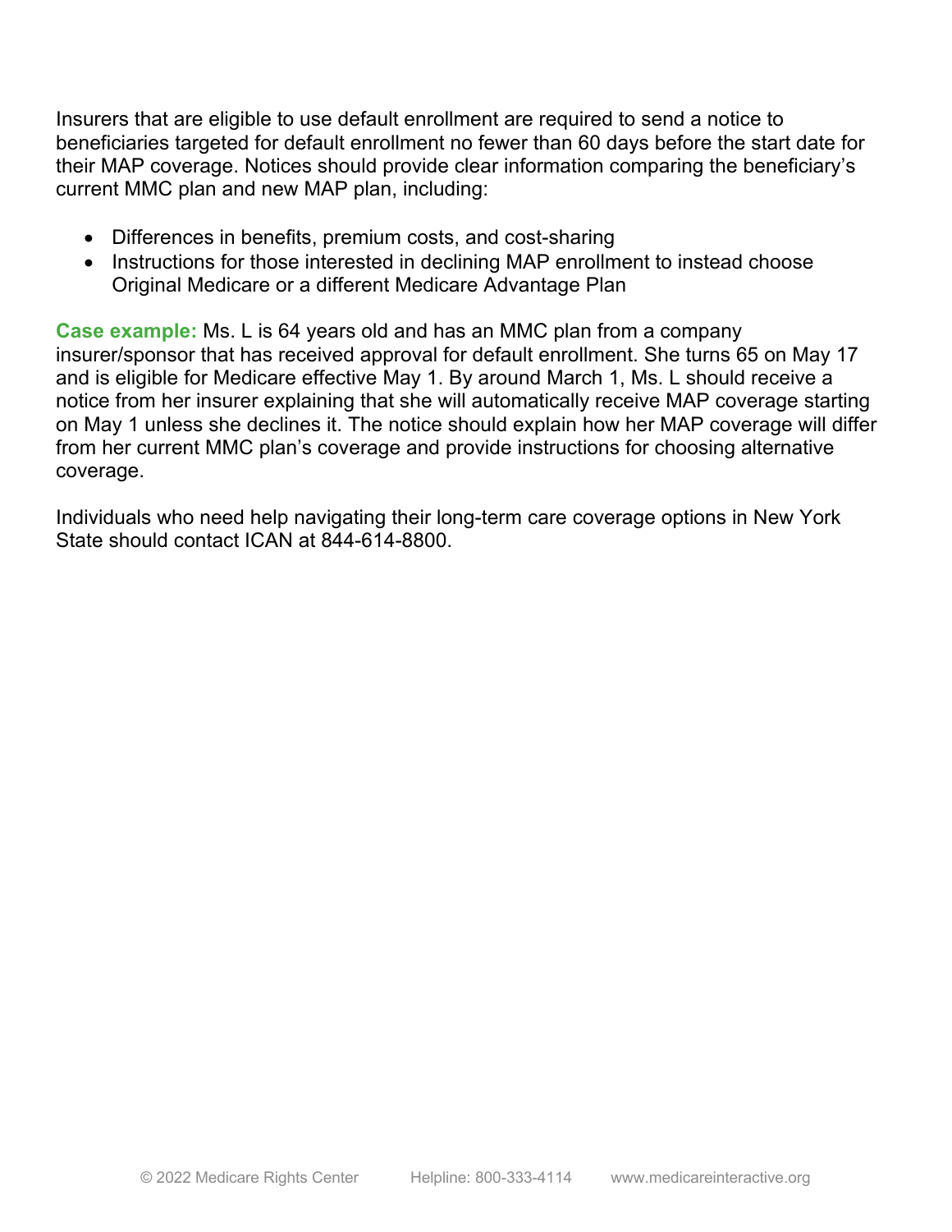Insurers that are eligible to use default enrollment are required to send a notice to beneficiaries targeted for default enrollment no fewer than 60 days before the start date for their MAP coverage. Notices should provide clear information comparing the beneficiary's current MMC plan and new MAP plan, including:

- Differences in benefits, premium costs, and cost-sharing
- Instructions for those interested in declining MAP enrollment to instead choose Original Medicare or a different Medicare Advantage Plan

**Case example:** Ms. L is 64 years old and has an MMC plan from a company insurer/sponsor that has received approval for default enrollment. She turns 65 on May 17 and is eligible for Medicare effective May 1. By around March 1, Ms. L should receive a notice from her insurer explaining that she will automatically receive MAP coverage starting on May 1 unless she declines it. The notice should explain how her MAP coverage will differ from her current MMC plan's coverage and provide instructions for choosing alternative coverage.

Individuals who need help navigating their long-term care coverage options in New York State should contact ICAN at 844-614-8800.